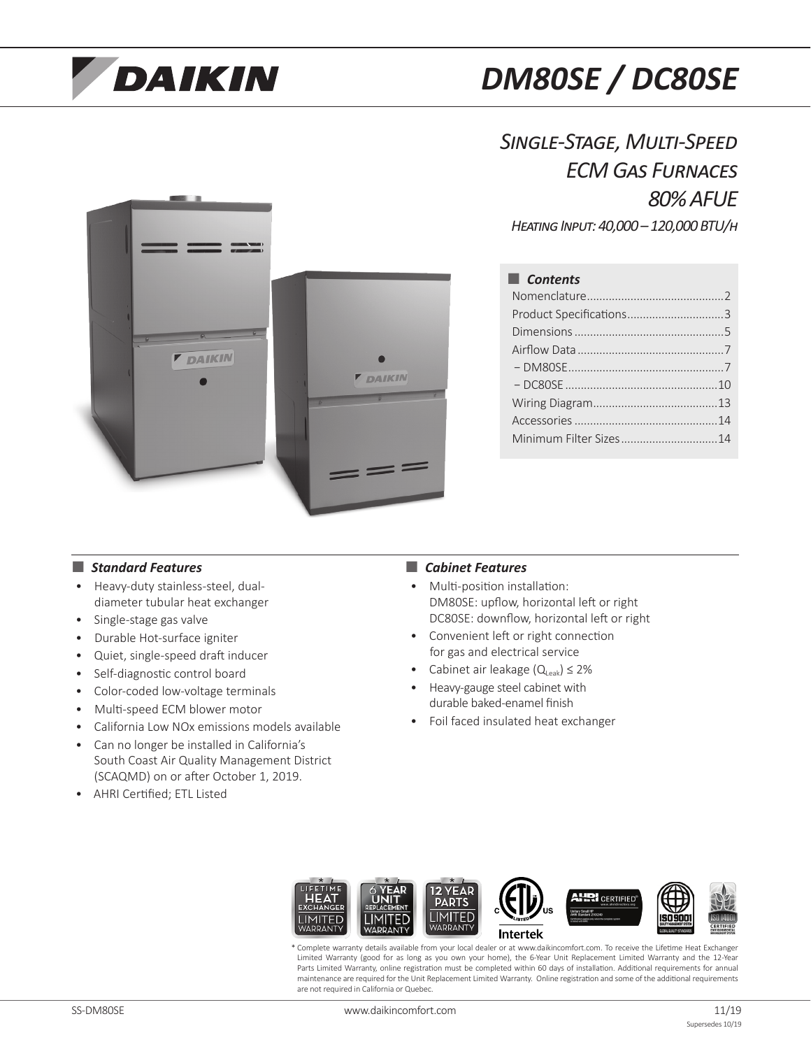# DM80SE / DC80SE

## *Single-Stage, Multi-Speed ECM Gas Furnaces 80% AFUE*

*Heating Input: 40,000 – 120,000 BTU/h*

### *Contents*

- Nomenclature ........................................... 2
- Product Specifications .............................. 3
- Dimensions ............................................... 5
- Airflow Data .............................................. 7
  - – DM80SE ................................................. 7
  - – DC80SE ................................................ 10
- Wiring Diagram ....................................... 13
- Accessories ............................................. 14
- Minimum Filter Sizes .............................. 14

### *Standard Features*

- Heavy-duty stainless-steel, dual-diameter tubular heat exchanger
- Single-stage gas valve
- Durable Hot-surface igniter
- Quiet, single-speed draft inducer
- Self-diagnostic control board
- Color-coded low-voltage terminals
- Multi-speed ECM blower motor
- California Low NOx emissions models available
- Can no longer be installed in California's South Coast Air Quality Management District (SCAQMD) on or after October 1, 2019.
- AHRI Certified; ETL Listed

### *Cabinet Features*

- Multi-position installation:
  DM80SE: upflow, horizontal left or right
  DC80SE: downflow, horizontal left or right
- Convenient left or right connection for gas and electrical service
- Cabinet air leakage ($Q_{Leak}$) ≤ 2%
- Heavy-gauge steel cabinet with durable baked-enamel finish
- Foil faced insulated heat exchanger

\* Complete warranty details available from your local dealer or at www.daikincomfort.com. To receive the Lifetime Heat Exchanger Limited Warranty (good for as long as you own your home), the 6-Year Unit Replacement Limited Warranty and the 12-Year Parts Limited Warranty, online registration must be completed within 60 days of installation. Additional requirements for annual maintenance are required for the Unit Replacement Limited Warranty. Online registration and some of the additional requirements are not required in California or Quebec.

SS-DM80SE | 11/19 Supersedes 10/19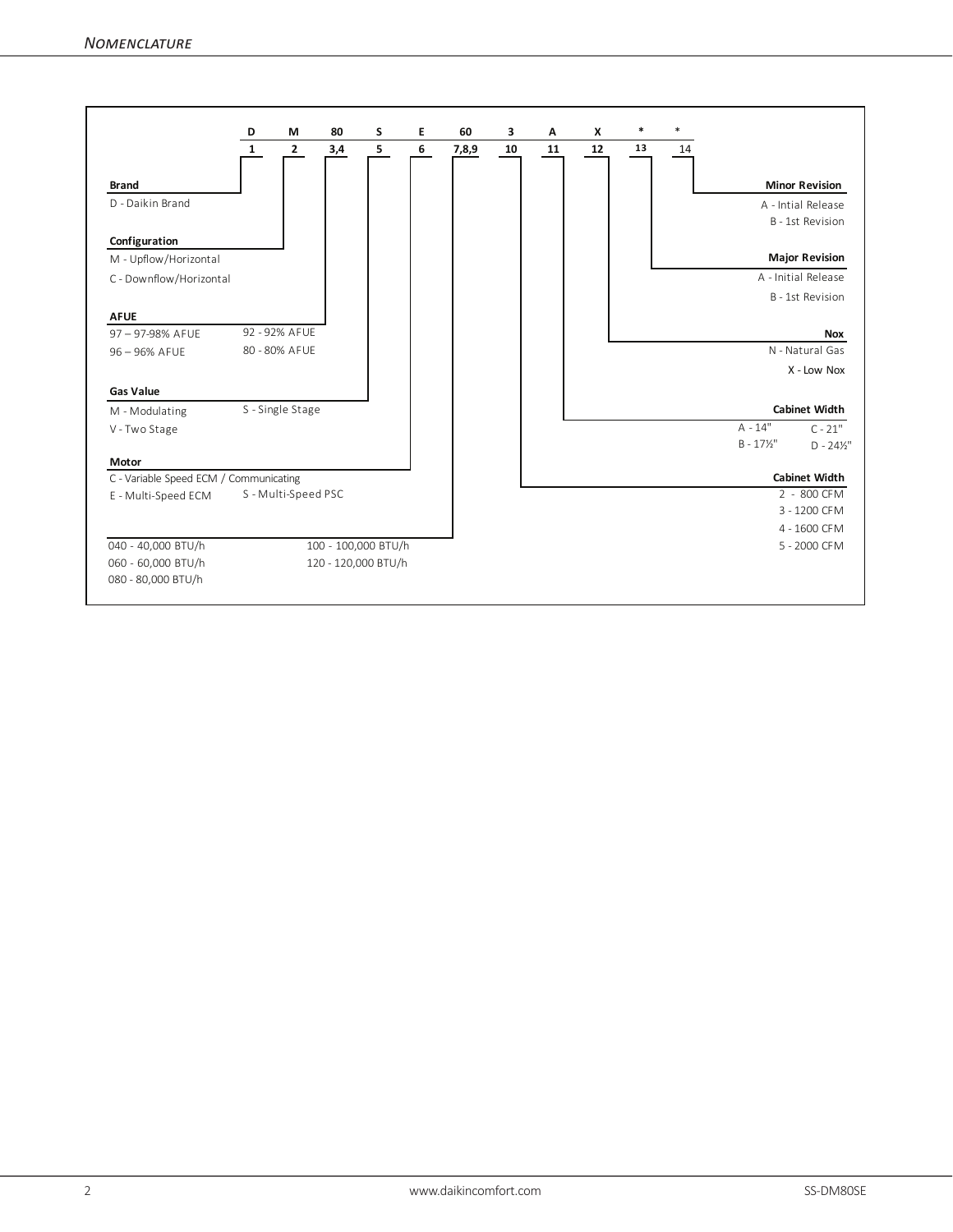## Nomenclature

| D | M | 80 | S | E | 60 | 3 | A | X | * | * |
|---|---|---|---|---|---|---|---|---|---|---|
| 1 | 2 | 3,4 | 5 | 6 | 7,8,9 | 10 | 11 | 12 | 13 | 14 |

**Brand**
D - Daikin Brand

**Configuration**
M - Upflow/Horizontal
C - Downflow/Horizontal

**AFUE**
97 – 97-98% AFUE
96 – 96% AFUE
92 - 92% AFUE
80 - 80% AFUE

**Gas Value**
M - Modulating
V - Two Stage
S - Single Stage

**Motor**
C - Variable Speed ECM / Communicating
E - Multi-Speed ECM
S - Multi-Speed PSC

040 - 40,000 BTU/h
060 - 60,000 BTU/h
080 - 80,000 BTU/h
100 - 100,000 BTU/h
120 - 120,000 BTU/h

**Minor Revision**
A - Intial Release
B - 1st Revision

**Major Revision**
A - Initial Release
B - 1st Revision

**Nox**
N - Natural Gas
X - Low Nox

**Cabinet Width**
A - 14"
B - 17½"
C - 21"
D - 24½"

**Cabinet Width**
2 - 800 CFM
3 - 1200 CFM
4 - 1600 CFM
5 - 2000 CFM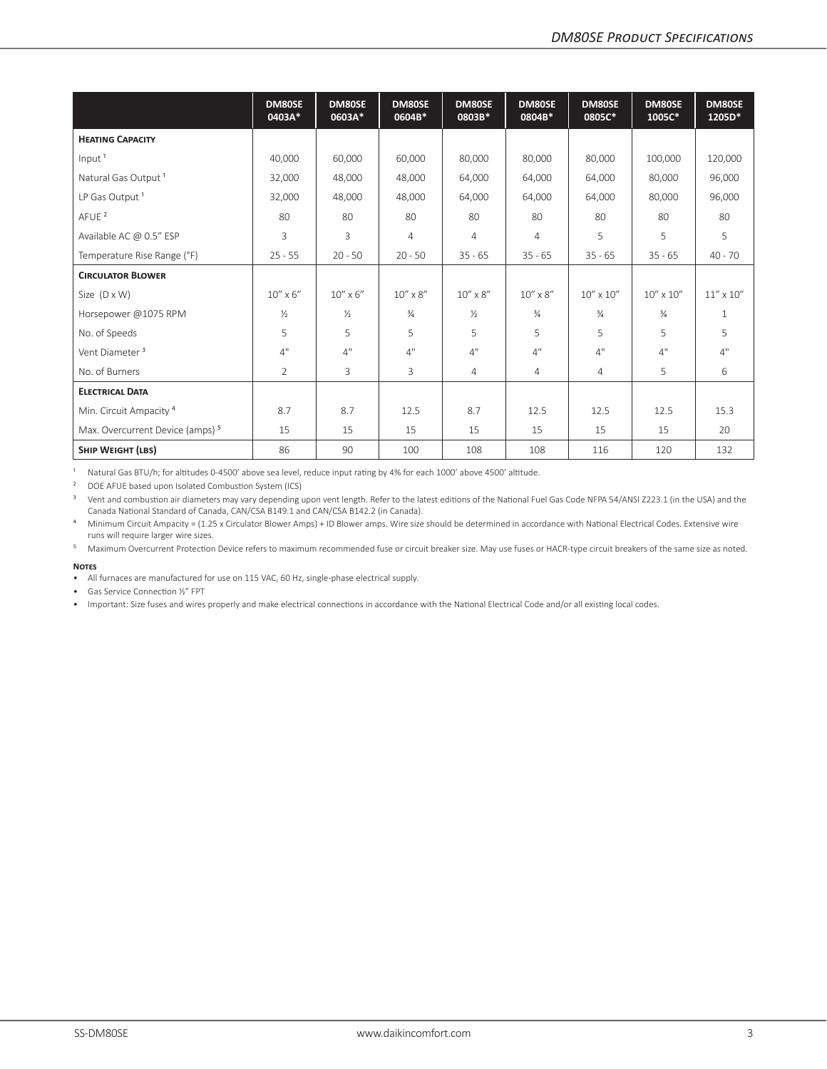| | DM80SE 0403A* | DM80SE 0603A* | DM80SE 0604B* | DM80SE 0803B* | DM80SE 0804B* | DM80SE 0805C* | DM80SE 1005C* | DM80SE 1205D* |
|---|---|---|---|---|---|---|---|---|
| **Heating Capacity** | | | | | | | | |
| Input [1] | 40,000 | 60,000 | 60,000 | 80,000 | 80,000 | 80,000 | 100,000 | 120,000 |
| Natural Gas Output [1] | 32,000 | 48,000 | 48,000 | 64,000 | 64,000 | 64,000 | 80,000 | 96,000 |
| LP Gas Output [1] | 32,000 | 48,000 | 48,000 | 64,000 | 64,000 | 64,000 | 80,000 | 96,000 |
| AFUE [2] | 80 | 80 | 80 | 80 | 80 | 80 | 80 | 80 |
| Available AC @ 0.5" ESP | 3 | 3 | 4 | 4 | 4 | 5 | 5 | 5 |
| Temperature Rise Range (°F) | 25 - 55 | 20 - 50 | 20 - 50 | 35 - 65 | 35 - 65 | 35 - 65 | 35 - 65 | 40 - 70 |
| **Circulator Blower** | | | | | | | | |
| Size (D x W) | 10" x 6" | 10" x 6" | 10" x 8" | 10" x 8" | 10" x 8" | 10" x 10" | 10" x 10" | 11" x 10" |
| Horsepower @1075 RPM | ½ | ½ | ¾ | ½ | ¾ | ¾ | ¾ | 1 |
| No. of Speeds | 5 | 5 | 5 | 5 | 5 | 5 | 5 | 5 |
| Vent Diameter [3] | 4" | 4" | 4" | 4" | 4" | 4" | 4" | 4" |
| No. of Burners | 2 | 3 | 3 | 4 | 4 | 4 | 5 | 6 |
| **Electrical Data** | | | | | | | | |
| Min. Circuit Ampacity [4] | 8.7 | 8.7 | 12.5 | 8.7 | 12.5 | 12.5 | 12.5 | 15.3 |
| Max. Overcurrent Device (amps) [5] | 15 | 15 | 15 | 15 | 15 | 15 | 15 | 20 |
| **Ship Weight (lbs)** | 86 | 90 | 100 | 108 | 108 | 116 | 120 | 132 |

[1] Natural Gas BTU/h; for altitudes 0-4500' above sea level, reduce input rating by 4% for each 1000' above 4500' altitude.

[2] DOE AFUE based upon Isolated Combustion System (ICS)

[3] Vent and combustion air diameters may vary depending upon vent length. Refer to the latest editions of the National Fuel Gas Code NFPA 54/ANSI Z223.1 (in the USA) and the Canada National Standard of Canada, CAN/CSA B149.1 and CAN/CSA B142.2 (in Canada).

[4] Minimum Circuit Ampacity = (1.25 x Circulator Blower Amps) + ID Blower amps. Wire size should be determined in accordance with National Electrical Codes. Extensive wire runs will require larger wire sizes.

[5] Maximum Overcurrent Protection Device refers to maximum recommended fuse or circuit breaker size. May use fuses or HACR-type circuit breakers of the same size as noted.

**Notes**

- All furnaces are manufactured for use on 115 VAC, 60 Hz, single-phase electrical supply.
- Gas Service Connection ½" FPT
- Important: Size fuses and wires properly and make electrical connections in accordance with the National Electrical Code and/or all existing local codes.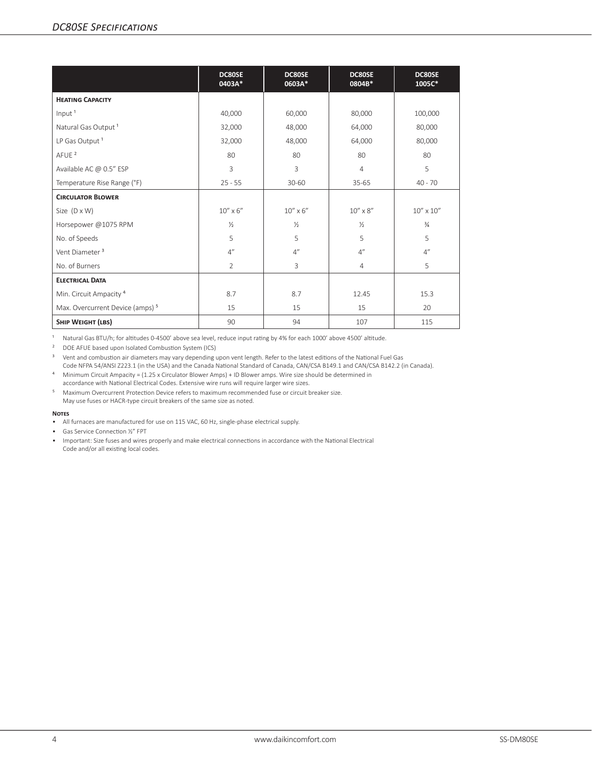## DC80SE Specifications

| | DC80SE 0403A* | DC80SE 0603A* | DC80SE 0804B* | DC80SE 1005C* |
|---|---|---|---|---|
| **Heating Capacity** | | | | |
| Input [1] | 40,000 | 60,000 | 80,000 | 100,000 |
| Natural Gas Output [1] | 32,000 | 48,000 | 64,000 | 80,000 |
| LP Gas Output [1] | 32,000 | 48,000 | 64,000 | 80,000 |
| AFUE [2] | 80 | 80 | 80 | 80 |
| Available AC @ 0.5" ESP | 3 | 3 | 4 | 5 |
| Temperature Rise Range (°F) | 25 - 55 | 30-60 | 35-65 | 40 - 70 |
| **Circulator Blower** | | | | |
| Size (D x W) | 10" x 6" | 10" x 6" | 10" x 8" | 10" x 10" |
| Horsepower @1075 RPM | ½ | ½ | ½ | ¾ |
| No. of Speeds | 5 | 5 | 5 | 5 |
| Vent Diameter [3] | 4" | 4" | 4" | 4" |
| No. of Burners | 2 | 3 | 4 | 5 |
| **Electrical Data** | | | | |
| Min. Circuit Ampacity [4] | 8.7 | 8.7 | 12.45 | 15.3 |
| Max. Overcurrent Device (amps) [5] | 15 | 15 | 15 | 20 |
| **Ship Weight (lbs)** | 90 | 94 | 107 | 115 |

[1] Natural Gas BTU/h; for altitudes 0-4500' above sea level, reduce input rating by 4% for each 1000' above 4500' altitude.

[2] DOE AFUE based upon Isolated Combustion System (ICS)

[3] Vent and combustion air diameters may vary depending upon vent length. Refer to the latest editions of the National Fuel Gas Code NFPA 54/ANSI Z223.1 (in the USA) and the Canada National Standard of Canada, CAN/CSA B149.1 and CAN/CSA B142.2 (in Canada).

[4] Minimum Circuit Ampacity = (1.25 x Circulator Blower Amps) + ID Blower amps. Wire size should be determined in accordance with National Electrical Codes. Extensive wire runs will require larger wire sizes.

[5] Maximum Overcurrent Protection Device refers to maximum recommended fuse or circuit breaker size. May use fuses or HACR-type circuit breakers of the same size as noted.

**Notes**

- All furnaces are manufactured for use on 115 VAC, 60 Hz, single-phase electrical supply.
- Gas Service Connection ½" FPT
- Important: Size fuses and wires properly and make electrical connections in accordance with the National Electrical Code and/or all existing local codes.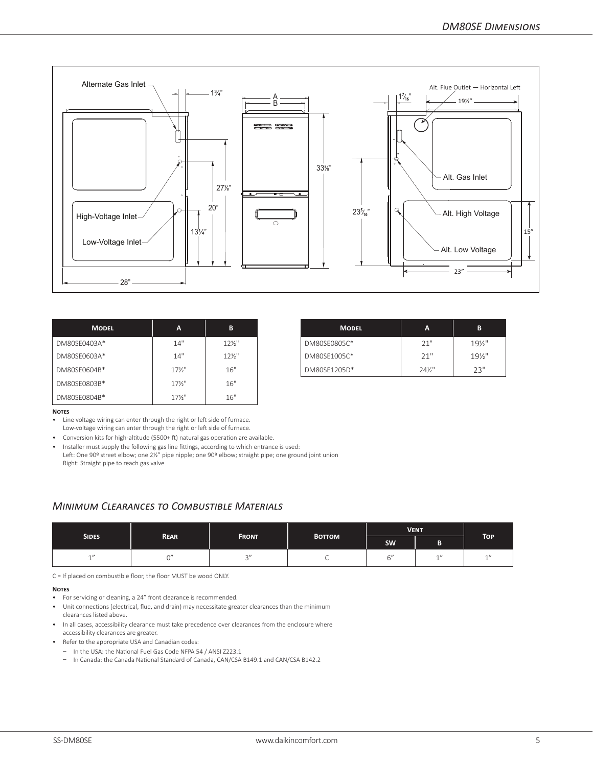## DM80SE Dimensions

Alternate Gas Inlet

1¾"

A

B

Alt. Flue Outlet — Horizontal Left

1⁷⁄₁₆"

19½"

33⅜"

27⅞"

20"

23⁵⁄₁₆"

Alt. Gas Inlet

Alt. High Voltage

High-Voltage Inlet

13¼"

15"

Low-Voltage Inlet

Alt. Low Voltage

23"

28"

| Model | A | B |
|---|---|---|
| DM80SE0403A* | 14" | 12½" |
| DM80SE0603A* | 14" | 12½" |
| DM80SE0604B* | 17½" | 16" |
| DM80SE0803B* | 17½" | 16" |
| DM80SE0804B* | 17½" | 16" |

| Model | A | B |
|---|---|---|
| DM80SE0805C* | 21" | 19½" |
| DM80SE1005C* | 21" | 19½" |
| DM80SE1205D* | 24½" | 23" |

**Notes**

- Line voltage wiring can enter through the right or left side of furnace.
  Low-voltage wiring can enter through the right or left side of furnace.
- Conversion kits for high-altitude (5500+ ft) natural gas operation are available.
- Installer must supply the following gas line fittings, according to which entrance is used:
  Left: One 90º street elbow; one 2½" pipe nipple; one 90º elbow; straight pipe; one ground joint union
  Right: Straight pipe to reach gas valve

## *Minimum Clearances to Combustible Materials*

| Sides | Rear | Front | Bottom | Vent | | Top |
|---|---|---|---|---|---|---|
| | | | | SW | B | |
| 1" | 0" | 3" | C | 6" | 1" | 1" |

C = If placed on combustible floor, the floor MUST be wood ONLY.

**Notes**

- For servicing or cleaning, a 24" front clearance is recommended.
- Unit connections (electrical, flue, and drain) may necessitate greater clearances than the minimum clearances listed above.
- In all cases, accessibility clearance must take precedence over clearances from the enclosure where accessibility clearances are greater.
- Refer to the appropriate USA and Canadian codes:
  - In the USA: the National Fuel Gas Code NFPA 54 / ANSI Z223.1
  - In Canada: the Canada National Standard of Canada, CAN/CSA B149.1 and CAN/CSA B142.2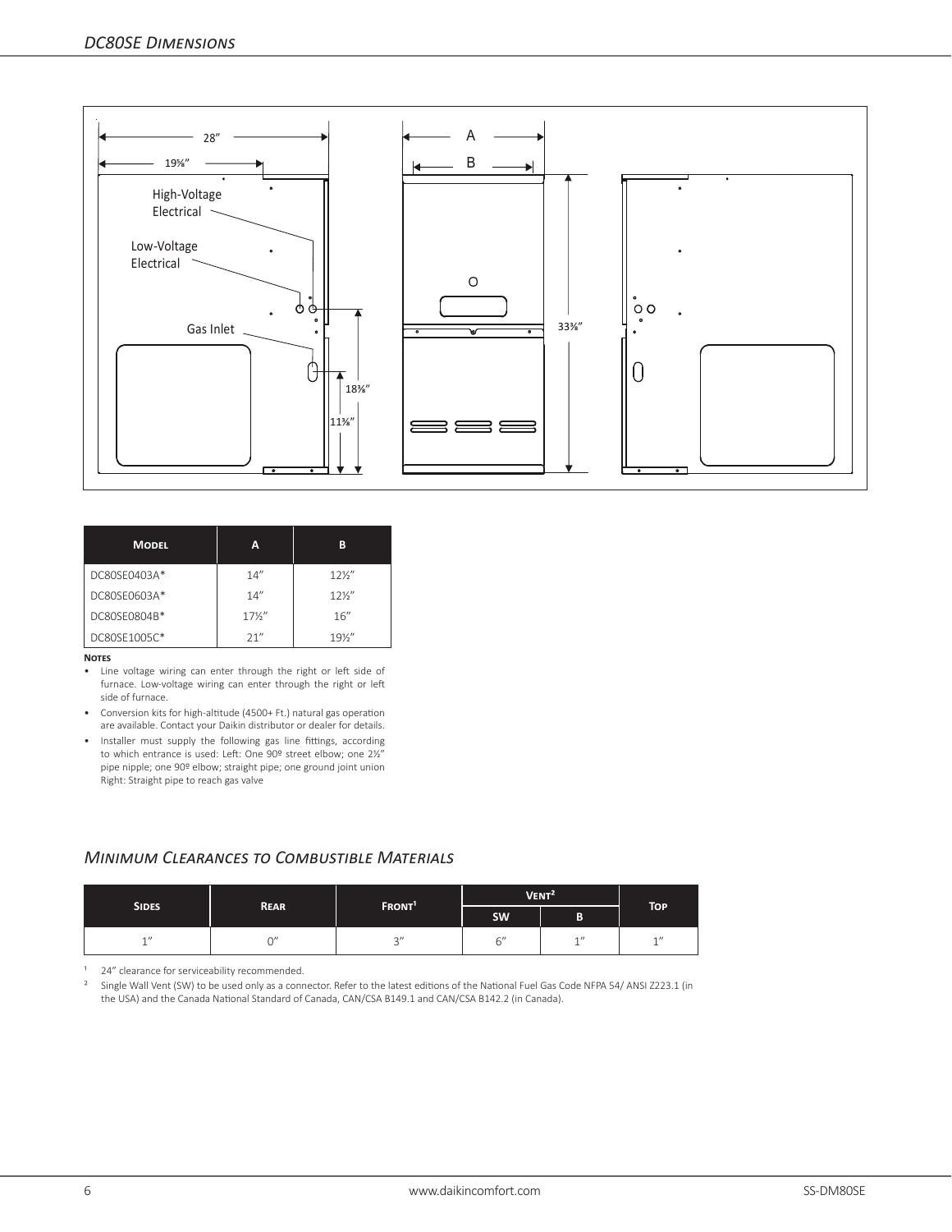## DC80SE Dimensions

28"

19⅝"

High-Voltage Electrical

Low-Voltage Electrical

Gas Inlet

18⅜"

11⅜"

A

B

O

33⅜"

| Model | A | B |
|---|---|---|
| DC80SE0403A* | 14" | 12½" |
| DC80SE0603A* | 14" | 12½" |
| DC80SE0804B* | 17½" | 16" |
| DC80SE1005C* | 21" | 19½" |

**Notes**

- Line voltage wiring can enter through the right or left side of furnace. Low-voltage wiring can enter through the right or left side of furnace.
- Conversion kits for high-altitude (4500+ Ft.) natural gas operation are available. Contact your Daikin distributor or dealer for details.
- Installer must supply the following gas line fittings, according to which entrance is used: Left: One 90º street elbow; one 2½" pipe nipple; one 90º elbow; straight pipe; one ground joint union Right: Straight pipe to reach gas valve

## Minimum Clearances to Combustible Materials

| Sides | Rear | Front[1] | Vent[2] | | Top |
|---|---|---|---|---|---|
| | | | SW | B | |
| 1" | 0" | 3" | 6" | 1" | 1" |

[1] 24" clearance for serviceability recommended.

[2] Single Wall Vent (SW) to be used only as a connector. Refer to the latest editions of the National Fuel Gas Code NFPA 54/ ANSI Z223.1 (in the USA) and the Canada National Standard of Canada, CAN/CSA B149.1 and CAN/CSA B142.2 (in Canada).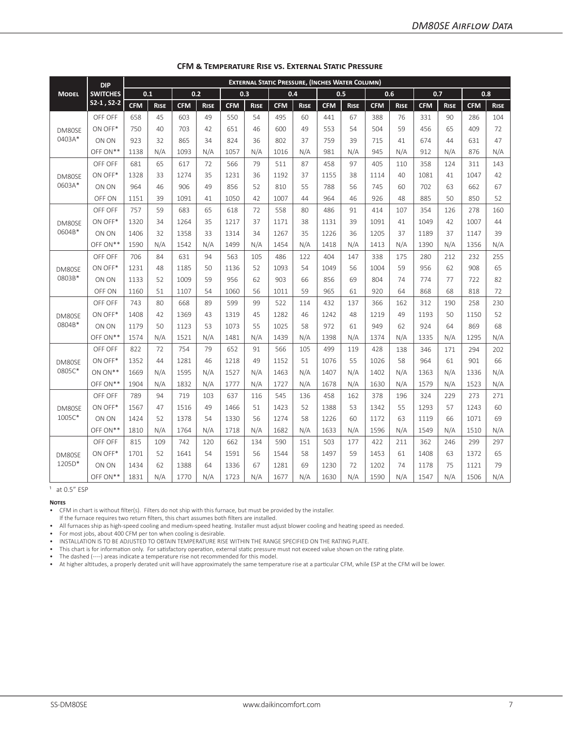## CFM & Temperature Rise vs. External Static Pressure

| Model | DIP Switches S2-1 , S2-2 | External Static Pressure, (Inches Water Column) | | | | | | | | | | | | | | | |
|---|---|---|---|---|---|---|---|---|---|---|---|---|---|---|---|---|---|
| | | 0.1 | | 0.2 | | 0.3 | | 0.4 | | 0.5 | | 0.6 | | 0.7 | | 0.8 | |
| | | CFM | Rise | CFM | Rise | CFM | Rise | CFM | Rise | CFM | Rise | CFM | Rise | CFM | Rise | CFM | Rise |
| DM80SE 0403A* | OFF OFF | 658 | 45 | 603 | 49 | 550 | 54 | 495 | 60 | 441 | 67 | 388 | 76 | 331 | 90 | 286 | 104 |
| | ON OFF* | 750 | 40 | 703 | 42 | 651 | 46 | 600 | 49 | 553 | 54 | 504 | 59 | 456 | 65 | 409 | 72 |
| | ON ON | 923 | 32 | 865 | 34 | 824 | 36 | 802 | 37 | 759 | 39 | 715 | 41 | 674 | 44 | 631 | 47 |
| | OFF ON** | 1138 | N/A | 1093 | N/A | 1057 | N/A | 1016 | N/A | 981 | N/A | 945 | N/A | 912 | N/A | 876 | N/A |
| DM80SE 0603A* | OFF OFF | 681 | 65 | 617 | 72 | 566 | 79 | 511 | 87 | 458 | 97 | 405 | 110 | 358 | 124 | 311 | 143 |
| | ON OFF* | 1328 | 33 | 1274 | 35 | 1231 | 36 | 1192 | 37 | 1155 | 38 | 1114 | 40 | 1081 | 41 | 1047 | 42 |
| | ON ON | 964 | 46 | 906 | 49 | 856 | 52 | 810 | 55 | 788 | 56 | 745 | 60 | 702 | 63 | 662 | 67 |
| | OFF ON | 1151 | 39 | 1091 | 41 | 1050 | 42 | 1007 | 44 | 964 | 46 | 926 | 48 | 885 | 50 | 850 | 52 |
| DM80SE 0604B* | OFF OFF | 757 | 59 | 683 | 65 | 618 | 72 | 558 | 80 | 486 | 91 | 414 | 107 | 354 | 126 | 278 | 160 |
| | ON OFF* | 1320 | 34 | 1264 | 35 | 1217 | 37 | 1171 | 38 | 1131 | 39 | 1091 | 41 | 1049 | 42 | 1007 | 44 |
| | ON ON | 1406 | 32 | 1358 | 33 | 1314 | 34 | 1267 | 35 | 1226 | 36 | 1205 | 37 | 1189 | 37 | 1147 | 39 |
| | OFF ON** | 1590 | N/A | 1542 | N/A | 1499 | N/A | 1454 | N/A | 1418 | N/A | 1413 | N/A | 1390 | N/A | 1356 | N/A |
| DM80SE 0803B* | OFF OFF | 706 | 84 | 631 | 94 | 563 | 105 | 486 | 122 | 404 | 147 | 338 | 175 | 280 | 212 | 232 | 255 |
| | ON OFF* | 1231 | 48 | 1185 | 50 | 1136 | 52 | 1093 | 54 | 1049 | 56 | 1004 | 59 | 956 | 62 | 908 | 65 |
| | ON ON | 1133 | 52 | 1009 | 59 | 956 | 62 | 903 | 66 | 856 | 69 | 804 | 74 | 774 | 77 | 722 | 82 |
| | OFF ON | 1160 | 51 | 1107 | 54 | 1060 | 56 | 1011 | 59 | 965 | 61 | 920 | 64 | 868 | 68 | 818 | 72 |
| DM80SE 0804B* | OFF OFF | 743 | 80 | 668 | 89 | 599 | 99 | 522 | 114 | 432 | 137 | 366 | 162 | 312 | 190 | 258 | 230 |
| | ON OFF* | 1408 | 42 | 1369 | 43 | 1319 | 45 | 1282 | 46 | 1242 | 48 | 1219 | 49 | 1193 | 50 | 1150 | 52 |
| | ON ON | 1179 | 50 | 1123 | 53 | 1073 | 55 | 1025 | 58 | 972 | 61 | 949 | 62 | 924 | 64 | 869 | 68 |
| | OFF ON** | 1574 | N/A | 1521 | N/A | 1481 | N/A | 1439 | N/A | 1398 | N/A | 1374 | N/A | 1335 | N/A | 1295 | N/A |
| DM80SE 0805C* | OFF OFF | 822 | 72 | 754 | 79 | 652 | 91 | 566 | 105 | 499 | 119 | 428 | 138 | 346 | 171 | 294 | 202 |
| | ON OFF* | 1352 | 44 | 1281 | 46 | 1218 | 49 | 1152 | 51 | 1076 | 55 | 1026 | 58 | 964 | 61 | 901 | 66 |
| | ON ON** | 1669 | N/A | 1595 | N/A | 1527 | N/A | 1463 | N/A | 1407 | N/A | 1402 | N/A | 1363 | N/A | 1336 | N/A |
| | OFF ON** | 1904 | N/A | 1832 | N/A | 1777 | N/A | 1727 | N/A | 1678 | N/A | 1630 | N/A | 1579 | N/A | 1523 | N/A |
| DM80SE 1005C* | OFF OFF | 789 | 94 | 719 | 103 | 637 | 116 | 545 | 136 | 458 | 162 | 378 | 196 | 324 | 229 | 273 | 271 |
| | ON OFF* | 1567 | 47 | 1516 | 49 | 1466 | 51 | 1423 | 52 | 1388 | 53 | 1342 | 55 | 1293 | 57 | 1243 | 60 |
| | ON ON | 1424 | 52 | 1378 | 54 | 1330 | 56 | 1274 | 58 | 1226 | 60 | 1172 | 63 | 1119 | 66 | 1071 | 69 |
| | OFF ON** | 1810 | N/A | 1764 | N/A | 1718 | N/A | 1682 | N/A | 1633 | N/A | 1596 | N/A | 1549 | N/A | 1510 | N/A |
| DM80SE 1205D* | OFF OFF | 815 | 109 | 742 | 120 | 662 | 134 | 590 | 151 | 503 | 177 | 422 | 211 | 362 | 246 | 299 | 297 |
| | ON OFF* | 1701 | 52 | 1641 | 54 | 1591 | 56 | 1544 | 58 | 1497 | 59 | 1453 | 61 | 1408 | 63 | 1372 | 65 |
| | ON ON | 1434 | 62 | 1388 | 64 | 1336 | 67 | 1281 | 69 | 1230 | 72 | 1202 | 74 | 1178 | 75 | 1121 | 79 |
| | OFF ON** | 1831 | N/A | 1770 | N/A | 1723 | N/A | 1677 | N/A | 1630 | N/A | 1590 | N/A | 1547 | N/A | 1506 | N/A |

[1] at 0.5" ESP

**Notes**

- CFM in chart is without filter(s). Filters do not ship with this furnace, but must be provided by the installer. If the furnace requires two return filters, this chart assumes both filters are installed.
- All furnaces ship as high-speed cooling and medium-speed heating. Installer must adjust blower cooling and heating speed as needed.
- For most jobs, about 400 CFM per ton when cooling is desirable.
- INSTALLATION IS TO BE ADJUSTED TO OBTAIN TEMPERATURE RISE WITHIN THE RANGE SPECIFIED ON THE RATING PLATE.
- This chart is for information only. For satisfactory operation, external static pressure must not exceed value shown on the rating plate.
- The dashed (----) areas indicate a temperature rise not recommended for this model.
- At higher altitudes, a properly derated unit will have approximately the same temperature rise at a particular CFM, while ESP at the CFM will be lower.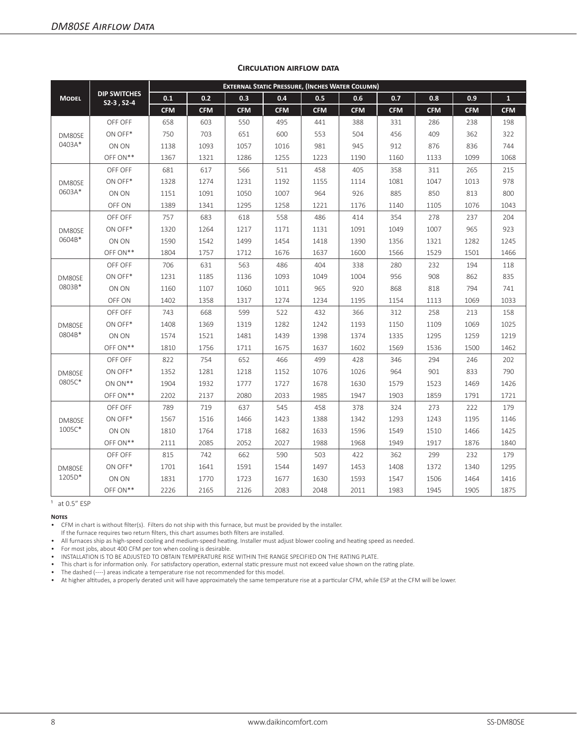## DM80SE Airflow Data

### Circulation airflow data

| Model | DIP Switches S2-3 , S2-4 | External Static Pressure, (Inches Water Column) | | | | | | | | | |
|---|---|---|---|---|---|---|---|---|---|---|---|
| | | 0.1 | 0.2 | 0.3 | 0.4 | 0.5 | 0.6 | 0.7 | 0.8 | 0.9 | 1 |
| | | CFM | CFM | CFM | CFM | CFM | CFM | CFM | CFM | CFM | CFM |
| DM80SE 0403A* | OFF OFF | 658 | 603 | 550 | 495 | 441 | 388 | 331 | 286 | 238 | 198 |
| | ON OFF* | 750 | 703 | 651 | 600 | 553 | 504 | 456 | 409 | 362 | 322 |
| | ON ON | 1138 | 1093 | 1057 | 1016 | 981 | 945 | 912 | 876 | 836 | 744 |
| | OFF ON** | 1367 | 1321 | 1286 | 1255 | 1223 | 1190 | 1160 | 1133 | 1099 | 1068 |
| DM80SE 0603A* | OFF OFF | 681 | 617 | 566 | 511 | 458 | 405 | 358 | 311 | 265 | 215 |
| | ON OFF* | 1328 | 1274 | 1231 | 1192 | 1155 | 1114 | 1081 | 1047 | 1013 | 978 |
| | ON ON | 1151 | 1091 | 1050 | 1007 | 964 | 926 | 885 | 850 | 813 | 800 |
| | OFF ON | 1389 | 1341 | 1295 | 1258 | 1221 | 1176 | 1140 | 1105 | 1076 | 1043 |
| DM80SE 0604B* | OFF OFF | 757 | 683 | 618 | 558 | 486 | 414 | 354 | 278 | 237 | 204 |
| | ON OFF* | 1320 | 1264 | 1217 | 1171 | 1131 | 1091 | 1049 | 1007 | 965 | 923 |
| | ON ON | 1590 | 1542 | 1499 | 1454 | 1418 | 1390 | 1356 | 1321 | 1282 | 1245 |
| | OFF ON** | 1804 | 1757 | 1712 | 1676 | 1637 | 1600 | 1566 | 1529 | 1501 | 1466 |
| DM80SE 0803B* | OFF OFF | 706 | 631 | 563 | 486 | 404 | 338 | 280 | 232 | 194 | 118 |
| | ON OFF* | 1231 | 1185 | 1136 | 1093 | 1049 | 1004 | 956 | 908 | 862 | 835 |
| | ON ON | 1160 | 1107 | 1060 | 1011 | 965 | 920 | 868 | 818 | 794 | 741 |
| | OFF ON | 1402 | 1358 | 1317 | 1274 | 1234 | 1195 | 1154 | 1113 | 1069 | 1033 |
| DM80SE 0804B* | OFF OFF | 743 | 668 | 599 | 522 | 432 | 366 | 312 | 258 | 213 | 158 |
| | ON OFF* | 1408 | 1369 | 1319 | 1282 | 1242 | 1193 | 1150 | 1109 | 1069 | 1025 |
| | ON ON | 1574 | 1521 | 1481 | 1439 | 1398 | 1374 | 1335 | 1295 | 1259 | 1219 |
| | OFF ON** | 1810 | 1756 | 1711 | 1675 | 1637 | 1602 | 1569 | 1536 | 1500 | 1462 |
| DM80SE 0805C* | OFF OFF | 822 | 754 | 652 | 466 | 499 | 428 | 346 | 294 | 246 | 202 |
| | ON OFF* | 1352 | 1281 | 1218 | 1152 | 1076 | 1026 | 964 | 901 | 833 | 790 |
| | ON ON** | 1904 | 1932 | 1777 | 1727 | 1678 | 1630 | 1579 | 1523 | 1469 | 1426 |
| | OFF ON** | 2202 | 2137 | 2080 | 2033 | 1985 | 1947 | 1903 | 1859 | 1791 | 1721 |
| DM80SE 1005C* | OFF OFF | 789 | 719 | 637 | 545 | 458 | 378 | 324 | 273 | 222 | 179 |
| | ON OFF* | 1567 | 1516 | 1466 | 1423 | 1388 | 1342 | 1293 | 1243 | 1195 | 1146 |
| | ON ON | 1810 | 1764 | 1718 | 1682 | 1633 | 1596 | 1549 | 1510 | 1466 | 1425 |
| | OFF ON** | 2111 | 2085 | 2052 | 2027 | 1988 | 1968 | 1949 | 1917 | 1876 | 1840 |
| DM80SE 1205D* | OFF OFF | 815 | 742 | 662 | 590 | 503 | 422 | 362 | 299 | 232 | 179 |
| | ON OFF* | 1701 | 1641 | 1591 | 1544 | 1497 | 1453 | 1408 | 1372 | 1340 | 1295 |
| | ON ON | 1831 | 1770 | 1723 | 1677 | 1630 | 1593 | 1547 | 1506 | 1464 | 1416 |
| | OFF ON** | 2226 | 2165 | 2126 | 2083 | 2048 | 2011 | 1983 | 1945 | 1905 | 1875 |

[1] at 0.5" ESP

**Notes**

- CFM in chart is without filter(s). Filters do not ship with this furnace, but must be provided by the installer. If the furnace requires two return filters, this chart assumes both filters are installed.
- All furnaces ship as high-speed cooling and medium-speed heating. Installer must adjust blower cooling and heating speed as needed.
- For most jobs, about 400 CFM per ton when cooling is desirable.
- INSTALLATION IS TO BE ADJUSTED TO OBTAIN TEMPERATURE RISE WITHIN THE RANGE SPECIFIED ON THE RATING PLATE.
- This chart is for information only. For satisfactory operation, external static pressure must not exceed value shown on the rating plate.
- The dashed (----) areas indicate a temperature rise not recommended for this model.
- At higher altitudes, a properly derated unit will have approximately the same temperature rise at a particular CFM, while ESP at the CFM will be lower.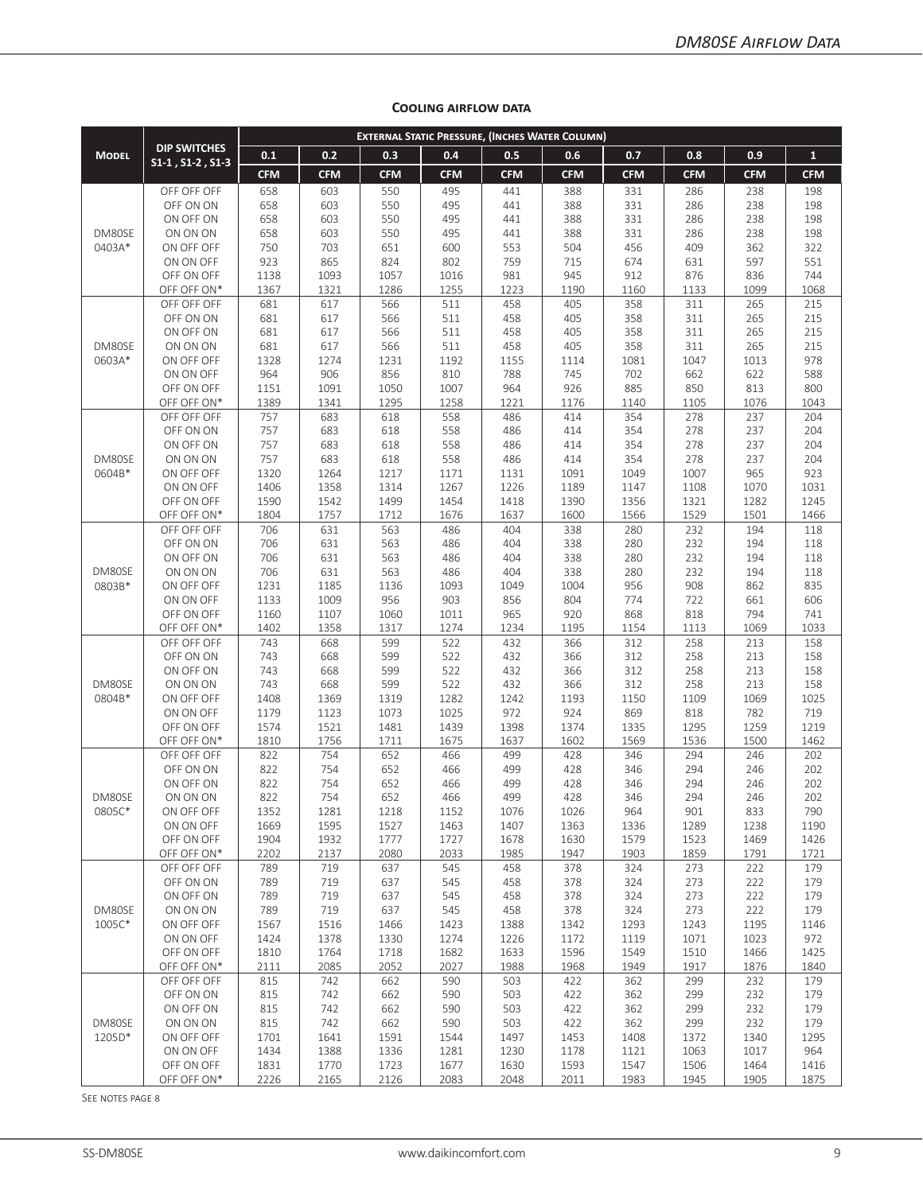## Cooling airflow data

| Model | DIP Switches S1-1 , S1-2 , S1-3 | External Static Pressure, (Inches Water Column) | | | | | | | | | |
|---|---|---|---|---|---|---|---|---|---|---|---|
| | | 0.1 | 0.2 | 0.3 | 0.4 | 0.5 | 0.6 | 0.7 | 0.8 | 0.9 | 1 |
| | | CFM | CFM | CFM | CFM | CFM | CFM | CFM | CFM | CFM | CFM |
| DM80SE 0403A* | OFF OFF OFF | 658 | 603 | 550 | 495 | 441 | 388 | 331 | 286 | 238 | 198 |
| | OFF ON ON | 658 | 603 | 550 | 495 | 441 | 388 | 331 | 286 | 238 | 198 |
| | ON OFF ON | 658 | 603 | 550 | 495 | 441 | 388 | 331 | 286 | 238 | 198 |
| | ON ON ON | 658 | 603 | 550 | 495 | 441 | 388 | 331 | 286 | 238 | 198 |
| | ON OFF OFF | 750 | 703 | 651 | 600 | 553 | 504 | 456 | 409 | 362 | 322 |
| | ON ON OFF | 923 | 865 | 824 | 802 | 759 | 715 | 674 | 631 | 597 | 551 |
| | OFF ON OFF | 1138 | 1093 | 1057 | 1016 | 981 | 945 | 912 | 876 | 836 | 744 |
| | OFF OFF ON* | 1367 | 1321 | 1286 | 1255 | 1223 | 1190 | 1160 | 1133 | 1099 | 1068 |
| DM80SE 0603A* | OFF OFF OFF | 681 | 617 | 566 | 511 | 458 | 405 | 358 | 311 | 265 | 215 |
| | OFF ON ON | 681 | 617 | 566 | 511 | 458 | 405 | 358 | 311 | 265 | 215 |
| | ON OFF ON | 681 | 617 | 566 | 511 | 458 | 405 | 358 | 311 | 265 | 215 |
| | ON ON ON | 681 | 617 | 566 | 511 | 458 | 405 | 358 | 311 | 265 | 215 |
| | ON OFF OFF | 1328 | 1274 | 1231 | 1192 | 1155 | 1114 | 1081 | 1047 | 1013 | 978 |
| | ON ON OFF | 964 | 906 | 856 | 810 | 788 | 745 | 702 | 662 | 622 | 588 |
| | OFF ON OFF | 1151 | 1091 | 1050 | 1007 | 964 | 926 | 885 | 850 | 813 | 800 |
| | OFF OFF ON* | 1389 | 1341 | 1295 | 1258 | 1221 | 1176 | 1140 | 1105 | 1076 | 1043 |
| DM80SE 0604B* | OFF OFF OFF | 757 | 683 | 618 | 558 | 486 | 414 | 354 | 278 | 237 | 204 |
| | OFF ON ON | 757 | 683 | 618 | 558 | 486 | 414 | 354 | 278 | 237 | 204 |
| | ON OFF ON | 757 | 683 | 618 | 558 | 486 | 414 | 354 | 278 | 237 | 204 |
| | ON ON ON | 757 | 683 | 618 | 558 | 486 | 414 | 354 | 278 | 237 | 204 |
| | ON OFF OFF | 1320 | 1264 | 1217 | 1171 | 1131 | 1091 | 1049 | 1007 | 965 | 923 |
| | ON ON OFF | 1406 | 1358 | 1314 | 1267 | 1226 | 1189 | 1147 | 1108 | 1070 | 1031 |
| | OFF ON OFF | 1590 | 1542 | 1499 | 1454 | 1418 | 1390 | 1356 | 1321 | 1282 | 1245 |
| | OFF OFF ON* | 1804 | 1757 | 1712 | 1676 | 1637 | 1600 | 1566 | 1529 | 1501 | 1466 |
| DM80SE 0803B* | OFF OFF OFF | 706 | 631 | 563 | 486 | 404 | 338 | 280 | 232 | 194 | 118 |
| | OFF ON ON | 706 | 631 | 563 | 486 | 404 | 338 | 280 | 232 | 194 | 118 |
| | ON OFF ON | 706 | 631 | 563 | 486 | 404 | 338 | 280 | 232 | 194 | 118 |
| | ON ON ON | 706 | 631 | 563 | 486 | 404 | 338 | 280 | 232 | 194 | 118 |
| | ON OFF OFF | 1231 | 1185 | 1136 | 1093 | 1049 | 1004 | 956 | 908 | 862 | 835 |
| | ON ON OFF | 1133 | 1009 | 956 | 903 | 856 | 804 | 774 | 722 | 661 | 606 |
| | OFF ON OFF | 1160 | 1107 | 1060 | 1011 | 965 | 920 | 868 | 818 | 794 | 741 |
| | OFF OFF ON* | 1402 | 1358 | 1317 | 1274 | 1234 | 1195 | 1154 | 1113 | 1069 | 1033 |
| DM80SE 0804B* | OFF OFF OFF | 743 | 668 | 599 | 522 | 432 | 366 | 312 | 258 | 213 | 158 |
| | OFF ON ON | 743 | 668 | 599 | 522 | 432 | 366 | 312 | 258 | 213 | 158 |
| | ON OFF ON | 743 | 668 | 599 | 522 | 432 | 366 | 312 | 258 | 213 | 158 |
| | ON ON ON | 743 | 668 | 599 | 522 | 432 | 366 | 312 | 258 | 213 | 158 |
| | ON OFF OFF | 1408 | 1369 | 1319 | 1282 | 1242 | 1193 | 1150 | 1109 | 1069 | 1025 |
| | ON ON OFF | 1179 | 1123 | 1073 | 1025 | 972 | 924 | 869 | 818 | 782 | 719 |
| | OFF ON OFF | 1574 | 1521 | 1481 | 1439 | 1398 | 1374 | 1335 | 1295 | 1259 | 1219 |
| | OFF OFF ON* | 1810 | 1756 | 1711 | 1675 | 1637 | 1602 | 1569 | 1536 | 1500 | 1462 |
| DM80SE 0805C* | OFF OFF OFF | 822 | 754 | 652 | 466 | 499 | 428 | 346 | 294 | 246 | 202 |
| | OFF ON ON | 822 | 754 | 652 | 466 | 499 | 428 | 346 | 294 | 246 | 202 |
| | ON OFF ON | 822 | 754 | 652 | 466 | 499 | 428 | 346 | 294 | 246 | 202 |
| | ON ON ON | 822 | 754 | 652 | 466 | 499 | 428 | 346 | 294 | 246 | 202 |
| | ON OFF OFF | 1352 | 1281 | 1218 | 1152 | 1076 | 1026 | 964 | 901 | 833 | 790 |
| | ON ON OFF | 1669 | 1595 | 1527 | 1463 | 1407 | 1363 | 1336 | 1289 | 1238 | 1190 |
| | OFF ON OFF | 1904 | 1932 | 1777 | 1727 | 1678 | 1630 | 1579 | 1523 | 1469 | 1426 |
| | OFF OFF ON* | 2202 | 2137 | 2080 | 2033 | 1985 | 1947 | 1903 | 1859 | 1791 | 1721 |
| DM80SE 1005C* | OFF OFF OFF | 789 | 719 | 637 | 545 | 458 | 378 | 324 | 273 | 222 | 179 |
| | OFF ON ON | 789 | 719 | 637 | 545 | 458 | 378 | 324 | 273 | 222 | 179 |
| | ON OFF ON | 789 | 719 | 637 | 545 | 458 | 378 | 324 | 273 | 222 | 179 |
| | ON ON ON | 789 | 719 | 637 | 545 | 458 | 378 | 324 | 273 | 222 | 179 |
| | ON OFF OFF | 1567 | 1516 | 1466 | 1423 | 1388 | 1342 | 1293 | 1243 | 1195 | 1146 |
| | ON ON OFF | 1424 | 1378 | 1330 | 1274 | 1226 | 1172 | 1119 | 1071 | 1023 | 972 |
| | OFF ON OFF | 1810 | 1764 | 1718 | 1682 | 1633 | 1596 | 1549 | 1510 | 1466 | 1425 |
| | OFF OFF ON* | 2111 | 2085 | 2052 | 2027 | 1988 | 1968 | 1949 | 1917 | 1876 | 1840 |
| DM80SE 1205D* | OFF OFF OFF | 815 | 742 | 662 | 590 | 503 | 422 | 362 | 299 | 232 | 179 |
| | OFF ON ON | 815 | 742 | 662 | 590 | 503 | 422 | 362 | 299 | 232 | 179 |
| | ON OFF ON | 815 | 742 | 662 | 590 | 503 | 422 | 362 | 299 | 232 | 179 |
| | ON ON ON | 815 | 742 | 662 | 590 | 503 | 422 | 362 | 299 | 232 | 179 |
| | ON OFF OFF | 1701 | 1641 | 1591 | 1544 | 1497 | 1453 | 1408 | 1372 | 1340 | 1295 |
| | ON ON OFF | 1434 | 1388 | 1336 | 1281 | 1230 | 1178 | 1121 | 1063 | 1017 | 964 |
| | OFF ON OFF | 1831 | 1770 | 1723 | 1677 | 1630 | 1593 | 1547 | 1506 | 1464 | 1416 |
| | OFF OFF ON* | 2226 | 2165 | 2126 | 2083 | 2048 | 2011 | 1983 | 1945 | 1905 | 1875 |

See notes page 8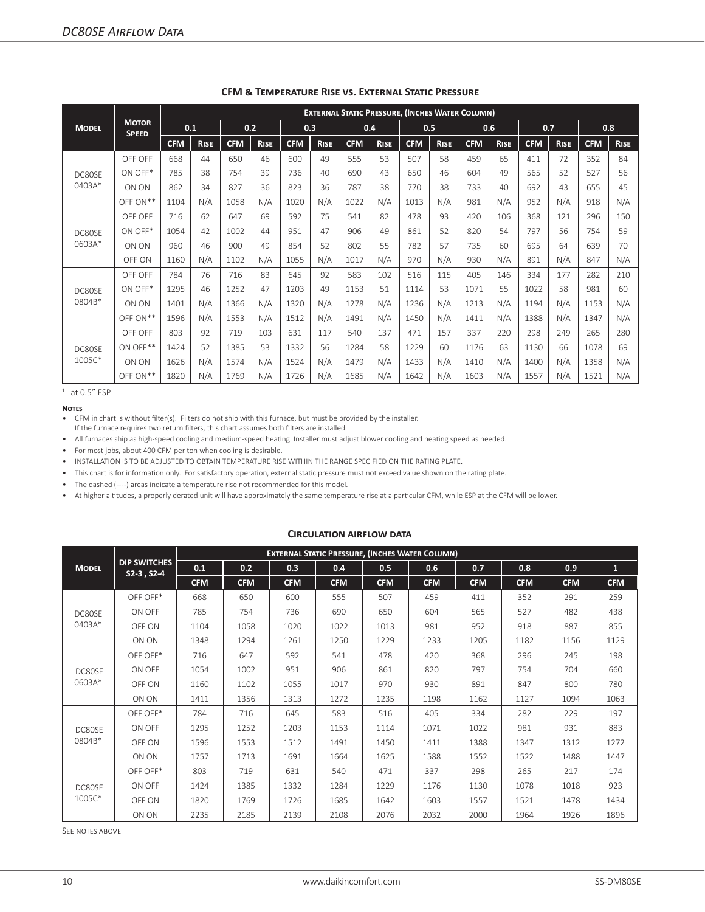# DC80SE Airflow Data

**CFM & Temperature Rise vs. External Static Pressure**

| Model | Motor Speed | External Static Pressure, (Inches Water Column) | | | | | | | | | | | | | | | |
|---|---|---|---|---|---|---|---|---|---|---|---|---|---|---|---|---|---|
| | | 0.1 | | 0.2 | | 0.3 | | 0.4 | | 0.5 | | 0.6 | | 0.7 | | 0.8 | |
| | | CFM | Rise | CFM | Rise | CFM | Rise | CFM | Rise | CFM | Rise | CFM | Rise | CFM | Rise | CFM | Rise |
| DC80SE 0403A* | OFF OFF | 668 | 44 | 650 | 46 | 600 | 49 | 555 | 53 | 507 | 58 | 459 | 65 | 411 | 72 | 352 | 84 |
| | ON OFF* | 785 | 38 | 754 | 39 | 736 | 40 | 690 | 43 | 650 | 46 | 604 | 49 | 565 | 52 | 527 | 56 |
| | ON ON | 862 | 34 | 827 | 36 | 823 | 36 | 787 | 38 | 770 | 38 | 733 | 40 | 692 | 43 | 655 | 45 |
| | OFF ON** | 1104 | N/A | 1058 | N/A | 1020 | N/A | 1022 | N/A | 1013 | N/A | 981 | N/A | 952 | N/A | 918 | N/A |
| DC80SE 0603A* | OFF OFF | 716 | 62 | 647 | 69 | 592 | 75 | 541 | 82 | 478 | 93 | 420 | 106 | 368 | 121 | 296 | 150 |
| | ON OFF* | 1054 | 42 | 1002 | 44 | 951 | 47 | 906 | 49 | 861 | 52 | 820 | 54 | 797 | 56 | 754 | 59 |
| | ON ON | 960 | 46 | 900 | 49 | 854 | 52 | 802 | 55 | 782 | 57 | 735 | 60 | 695 | 64 | 639 | 70 |
| | OFF ON | 1160 | N/A | 1102 | N/A | 1055 | N/A | 1017 | N/A | 970 | N/A | 930 | N/A | 891 | N/A | 847 | N/A |
| DC80SE 0804B* | OFF OFF | 784 | 76 | 716 | 83 | 645 | 92 | 583 | 102 | 516 | 115 | 405 | 146 | 334 | 177 | 282 | 210 |
| | ON OFF* | 1295 | 46 | 1252 | 47 | 1203 | 49 | 1153 | 51 | 1114 | 53 | 1071 | 55 | 1022 | 58 | 981 | 60 |
| | ON ON | 1401 | N/A | 1366 | N/A | 1320 | N/A | 1278 | N/A | 1236 | N/A | 1213 | N/A | 1194 | N/A | 1153 | N/A |
| | OFF ON** | 1596 | N/A | 1553 | N/A | 1512 | N/A | 1491 | N/A | 1450 | N/A | 1411 | N/A | 1388 | N/A | 1347 | N/A |
| DC80SE 1005C* | OFF OFF | 803 | 92 | 719 | 103 | 631 | 117 | 540 | 137 | 471 | 157 | 337 | 220 | 298 | 249 | 265 | 280 |
| | ON OFF** | 1424 | 52 | 1385 | 53 | 1332 | 56 | 1284 | 58 | 1229 | 60 | 1176 | 63 | 1130 | 66 | 1078 | 69 |
| | ON ON | 1626 | N/A | 1574 | N/A | 1524 | N/A | 1479 | N/A | 1433 | N/A | 1410 | N/A | 1400 | N/A | 1358 | N/A |
| | OFF ON** | 1820 | N/A | 1769 | N/A | 1726 | N/A | 1685 | N/A | 1642 | N/A | 1603 | N/A | 1557 | N/A | 1521 | N/A |

[1] at 0.5" ESP

**Notes**

- CFM in chart is without filter(s). Filters do not ship with this furnace, but must be provided by the installer. If the furnace requires two return filters, this chart assumes both filters are installed.
- All furnaces ship as high-speed cooling and medium-speed heating. Installer must adjust blower cooling and heating speed as needed.
- For most jobs, about 400 CFM per ton when cooling is desirable.
- INSTALLATION IS TO BE ADJUSTED TO OBTAIN TEMPERATURE RISE WITHIN THE RANGE SPECIFIED ON THE RATING PLATE.
- This chart is for information only. For satisfactory operation, external static pressure must not exceed value shown on the rating plate.
- The dashed (----) areas indicate a temperature rise not recommended for this model.
- At higher altitudes, a properly derated unit will have approximately the same temperature rise at a particular CFM, while ESP at the CFM will be lower.

**Circulation airflow data**

| Model | DIP Switches S2-3 , S2-4 | External Static Pressure, (Inches Water Column) | | | | | | | | | |
|---|---|---|---|---|---|---|---|---|---|---|---|
| | | 0.1 | 0.2 | 0.3 | 0.4 | 0.5 | 0.6 | 0.7 | 0.8 | 0.9 | 1 |
| | | CFM | CFM | CFM | CFM | CFM | CFM | CFM | CFM | CFM | CFM |
| DC80SE 0403A* | OFF OFF* | 668 | 650 | 600 | 555 | 507 | 459 | 411 | 352 | 291 | 259 |
| | ON OFF | 785 | 754 | 736 | 690 | 650 | 604 | 565 | 527 | 482 | 438 |
| | OFF ON | 1104 | 1058 | 1020 | 1022 | 1013 | 981 | 952 | 918 | 887 | 855 |
| | ON ON | 1348 | 1294 | 1261 | 1250 | 1229 | 1233 | 1205 | 1182 | 1156 | 1129 |
| DC80SE 0603A* | OFF OFF* | 716 | 647 | 592 | 541 | 478 | 420 | 368 | 296 | 245 | 198 |
| | ON OFF | 1054 | 1002 | 951 | 906 | 861 | 820 | 797 | 754 | 704 | 660 |
| | OFF ON | 1160 | 1102 | 1055 | 1017 | 970 | 930 | 891 | 847 | 800 | 780 |
| | ON ON | 1411 | 1356 | 1313 | 1272 | 1235 | 1198 | 1162 | 1127 | 1094 | 1063 |
| DC80SE 0804B* | OFF OFF* | 784 | 716 | 645 | 583 | 516 | 405 | 334 | 282 | 229 | 197 |
| | ON OFF | 1295 | 1252 | 1203 | 1153 | 1114 | 1071 | 1022 | 981 | 931 | 883 |
| | OFF ON | 1596 | 1553 | 1512 | 1491 | 1450 | 1411 | 1388 | 1347 | 1312 | 1272 |
| | ON ON | 1757 | 1713 | 1691 | 1664 | 1625 | 1588 | 1552 | 1522 | 1488 | 1447 |
| DC80SE 1005C* | OFF OFF* | 803 | 719 | 631 | 540 | 471 | 337 | 298 | 265 | 217 | 174 |
| | ON OFF | 1424 | 1385 | 1332 | 1284 | 1229 | 1176 | 1130 | 1078 | 1018 | 923 |
| | OFF ON | 1820 | 1769 | 1726 | 1685 | 1642 | 1603 | 1557 | 1521 | 1478 | 1434 |
| | ON ON | 2235 | 2185 | 2139 | 2108 | 2076 | 2032 | 2000 | 1964 | 1926 | 1896 |

See notes above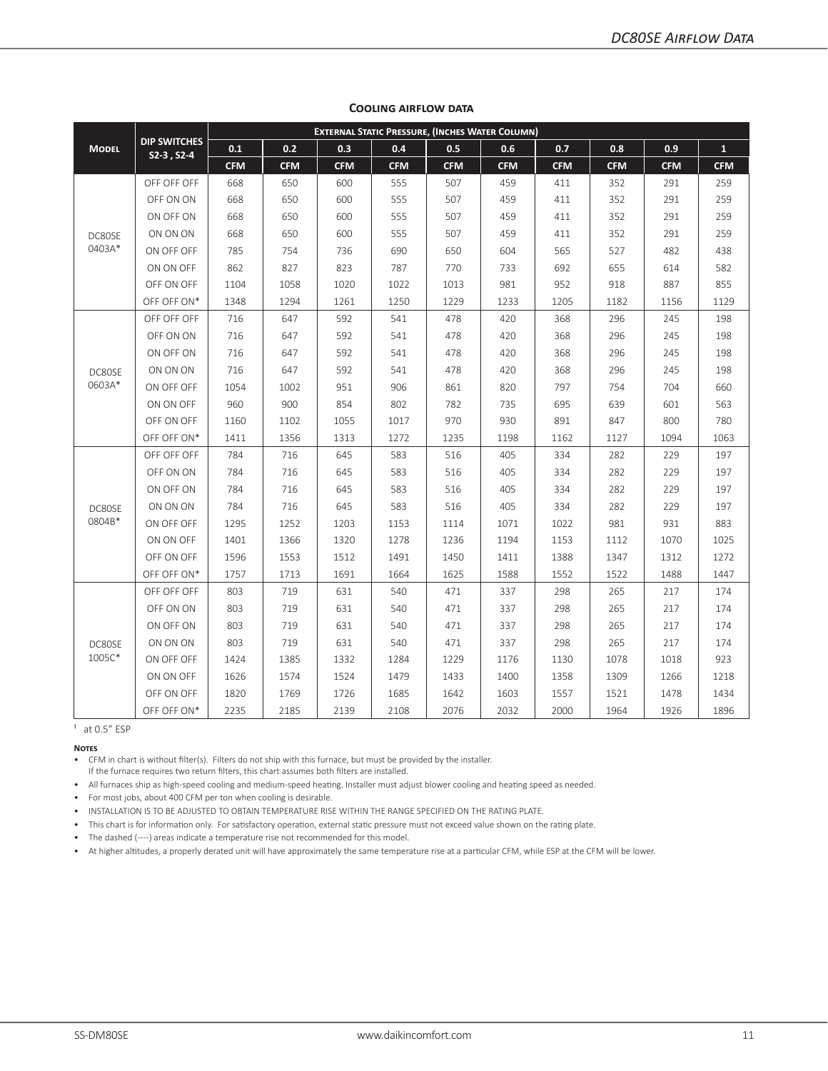## Cooling airflow data

| Model | DIP Switches S2-3 , S2-4 | External Static Pressure, (Inches Water Column) | | | | | | | | | |
|---|---|---|---|---|---|---|---|---|---|---|---|
| | | 0.1 | 0.2 | 0.3 | 0.4 | 0.5 | 0.6 | 0.7 | 0.8 | 0.9 | 1 |
| | | CFM | CFM | CFM | CFM | CFM | CFM | CFM | CFM | CFM | CFM |
| DC80SE 0403A* | OFF OFF OFF | 668 | 650 | 600 | 555 | 507 | 459 | 411 | 352 | 291 | 259 |
| | OFF ON ON | 668 | 650 | 600 | 555 | 507 | 459 | 411 | 352 | 291 | 259 |
| | ON OFF ON | 668 | 650 | 600 | 555 | 507 | 459 | 411 | 352 | 291 | 259 |
| | ON ON ON | 668 | 650 | 600 | 555 | 507 | 459 | 411 | 352 | 291 | 259 |
| | ON OFF OFF | 785 | 754 | 736 | 690 | 650 | 604 | 565 | 527 | 482 | 438 |
| | ON ON OFF | 862 | 827 | 823 | 787 | 770 | 733 | 692 | 655 | 614 | 582 |
| | OFF ON OFF | 1104 | 1058 | 1020 | 1022 | 1013 | 981 | 952 | 918 | 887 | 855 |
| | OFF OFF ON* | 1348 | 1294 | 1261 | 1250 | 1229 | 1233 | 1205 | 1182 | 1156 | 1129 |
| DC80SE 0603A* | OFF OFF OFF | 716 | 647 | 592 | 541 | 478 | 420 | 368 | 296 | 245 | 198 |
| | OFF ON ON | 716 | 647 | 592 | 541 | 478 | 420 | 368 | 296 | 245 | 198 |
| | ON OFF ON | 716 | 647 | 592 | 541 | 478 | 420 | 368 | 296 | 245 | 198 |
| | ON ON ON | 716 | 647 | 592 | 541 | 478 | 420 | 368 | 296 | 245 | 198 |
| | ON OFF OFF | 1054 | 1002 | 951 | 906 | 861 | 820 | 797 | 754 | 704 | 660 |
| | ON ON OFF | 960 | 900 | 854 | 802 | 782 | 735 | 695 | 639 | 601 | 563 |
| | OFF ON OFF | 1160 | 1102 | 1055 | 1017 | 970 | 930 | 891 | 847 | 800 | 780 |
| | OFF OFF ON* | 1411 | 1356 | 1313 | 1272 | 1235 | 1198 | 1162 | 1127 | 1094 | 1063 |
| DC80SE 0804B* | OFF OFF OFF | 784 | 716 | 645 | 583 | 516 | 405 | 334 | 282 | 229 | 197 |
| | OFF ON ON | 784 | 716 | 645 | 583 | 516 | 405 | 334 | 282 | 229 | 197 |
| | ON OFF ON | 784 | 716 | 645 | 583 | 516 | 405 | 334 | 282 | 229 | 197 |
| | ON ON ON | 784 | 716 | 645 | 583 | 516 | 405 | 334 | 282 | 229 | 197 |
| | ON OFF OFF | 1295 | 1252 | 1203 | 1153 | 1114 | 1071 | 1022 | 981 | 931 | 883 |
| | ON ON OFF | 1401 | 1366 | 1320 | 1278 | 1236 | 1194 | 1153 | 1112 | 1070 | 1025 |
| | OFF ON OFF | 1596 | 1553 | 1512 | 1491 | 1450 | 1411 | 1388 | 1347 | 1312 | 1272 |
| | OFF OFF ON* | 1757 | 1713 | 1691 | 1664 | 1625 | 1588 | 1552 | 1522 | 1488 | 1447 |
| DC80SE 1005C* | OFF OFF OFF | 803 | 719 | 631 | 540 | 471 | 337 | 298 | 265 | 217 | 174 |
| | OFF ON ON | 803 | 719 | 631 | 540 | 471 | 337 | 298 | 265 | 217 | 174 |
| | ON OFF ON | 803 | 719 | 631 | 540 | 471 | 337 | 298 | 265 | 217 | 174 |
| | ON ON ON | 803 | 719 | 631 | 540 | 471 | 337 | 298 | 265 | 217 | 174 |
| | ON OFF OFF | 1424 | 1385 | 1332 | 1284 | 1229 | 1176 | 1130 | 1078 | 1018 | 923 |
| | ON ON OFF | 1626 | 1574 | 1524 | 1479 | 1433 | 1400 | 1358 | 1309 | 1266 | 1218 |
| | OFF ON OFF | 1820 | 1769 | 1726 | 1685 | 1642 | 1603 | 1557 | 1521 | 1478 | 1434 |
| | OFF OFF ON* | 2235 | 2185 | 2139 | 2108 | 2076 | 2032 | 2000 | 1964 | 1926 | 1896 |

[1] at 0.5" ESP

**Notes**

- CFM in chart is without filter(s). Filters do not ship with this furnace, but must be provided by the installer. If the furnace requires two return filters, this chart assumes both filters are installed.
- All furnaces ship as high-speed cooling and medium-speed heating. Installer must adjust blower cooling and heating speed as needed.
- For most jobs, about 400 CFM per ton when cooling is desirable.
- INSTALLATION IS TO BE ADJUSTED TO OBTAIN TEMPERATURE RISE WITHIN THE RANGE SPECIFIED ON THE RATING PLATE.
- This chart is for information only. For satisfactory operation, external static pressure must not exceed value shown on the rating plate.
- The dashed (----) areas indicate a temperature rise not recommended for this model.
- At higher altitudes, a properly derated unit will have approximately the same temperature rise at a particular CFM, while ESP at the CFM will be lower.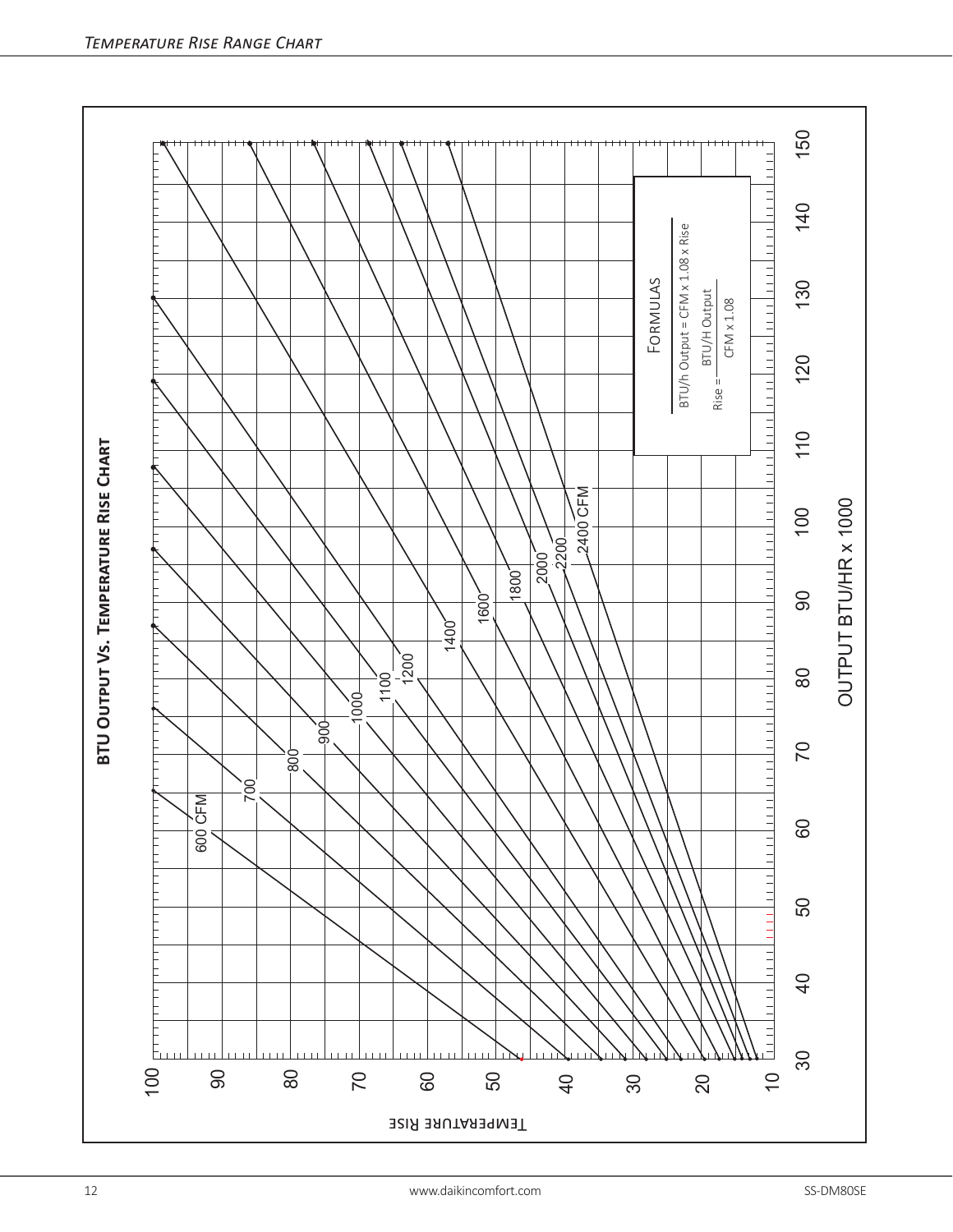# Temperature Rise Range Chart

## BTU Output Vs. Temperature Rise Chart

**Formulas**

$$\text{BTU/h Output} = \text{CFM} \times 1.08 \times \text{Rise}$$

$$\text{Rise} = \frac{\text{BTU/H Output}}{\text{CFM} \times 1.08}$$

Lines plotted: 600 CFM, 700, 800, 900, 1000, 1100, 1200, 1400, 1600, 1800, 2000, 2200, 2400 CFM

Temperature Rise (10–100)

OUTPUT BTU/HR x 1000 (30–150)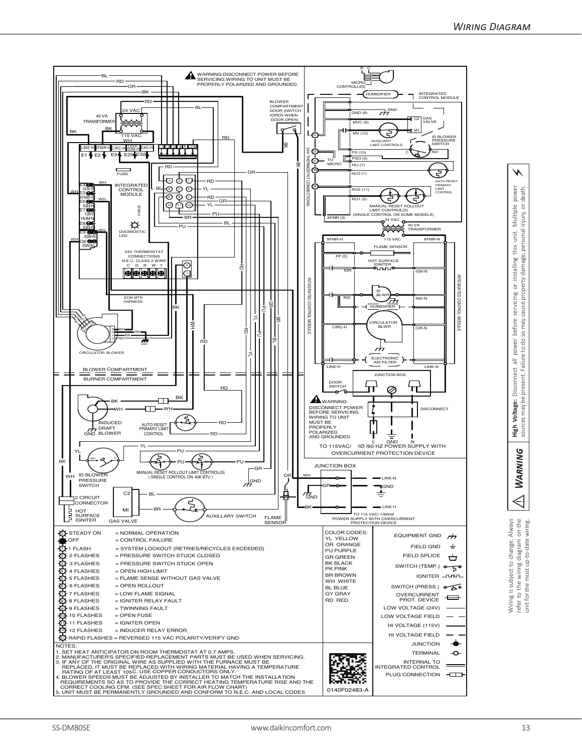# *Wiring Diagram*

⚠ WARNING: DISCONNECT POWER BEFORE SERVICING. WIRING TO UNIT MUST BE PROPERLY POLARIZED AND GROUNDED.

⚠ WARNING: DISCONNECT POWER BEFORE SERVICING. WIRING TO UNIT MUST BE PROPERLY POLARIZED AND GROUNDED.

TO 115VAC/ 1Ø /60 HZ POWER SUPPLY WITH OVERCURRENT PROTECTION DEVICE

TO 115 VAC/ 1/60HZ POWER SUPPLY WITH OVERCURRENT PROTECTION DEVICE

| Diagnostic LED | Meaning |
|---|---|
| STEADY ON | = NORMAL OPERATION |
| OFF | = CONTROL FAILURE |
| 1 FLASH | = SYSTEM LOCKOUT (RETRIES/RECYCLES EXCEEDED) |
| 2 FLASHES | = PRESSURE SWITCH STUCK CLOSED |
| 3 FLASHES | = PRESSURE SWITCH STUCK OPEN |
| 4 FLASHES | = OPEN HIGH LIMIT |
| 5 FLASHES | = FLAME SENSE WITHOUT GAS VALVE |
| 6 FLASHES | = OPEN ROLLOUT |
| 7 FLASHES | = LOW FLAME SIGNAL |
| 8 FLASHES | = IGNITER RELAY FAULT |
| 9 FLASHES | = TWINNING FAULT |
| 10 FLASHES | = OPEN FUSE |
| 11 FLASHES | = IGNITER OPEN |
| 12 FLASHES | = INDUCER RELAY ERROR |
| RAPID FLASHES | = REVERSED 115 VAC POLARITY/VERIFY GND |

COLOR CODES:
YL YELLOW
OR ORANGE
PU PURPLE
GR GREEN
BK BLACK
PK PINK
BR BROWN
WH WHITE
BL BLUE
GY GRAY
RD RED

Legend: EQUIPMENT GND; FIELD GND; FIELD SPLICE; SWITCH (TEMP.); IGNITER; SWITCH (PRESS.); OVERCURRENT PROT. DEVICE; LOW VOLTAGE (24V); LOW VOLTAGE FIELD; HI VOLTAGE (115V); HI VOLTAGE FIELD; JUNCTION; TERMINAL; INTERNAL TO INTEGRATED CONTROL; PLUG CONNECTION

NOTES:
1. SET HEAT ANTICIPATOR ON ROOM THERMOSTAT AT 0.7 AMPS.
2. MANUFACTURER'S SPECIFIED REPLACEMENT PARTS MUST BE USED WHEN SERVICING.
3. IF ANY OF THE ORIGINAL WIRE AS SUPPLIED WITH THE FURNACE MUST BE REPLACED, IT MUST BE REPLACED WITH WIRING MATERIAL HAVING A TEMPERATURE RATING OF AT LEAST 105C. USE COPPER CONDUCTORS ONLY.
4. BLOWER SPEEDS MUST BE ADJUSTED BY INSTALLER TO MATCH THE INSTALLATION REQUIREMENTS SO AS TO PROVIDE THE CORRECT HEATING TEMPERATURE RISE AND THE CORRECT COOLING CFM. (SEE SPEC SHEET FOR AIR FLOW CHART)
5. UNIT MUST BE PERMANENTLY GROUNDED AND CONFORM TO N.E.C. AND LOCAL CODES.

0140F02483-A

⚠ ***Warning*** — **High Voltage:** Disconnect all power before servicing or installing this unit. Multiple power sources may be present. Failure to do so may cause property damage, personal injury, or death.

Wiring is subject to change. Always refer to the wiring diagram on the unit for the most up-to-date wiring.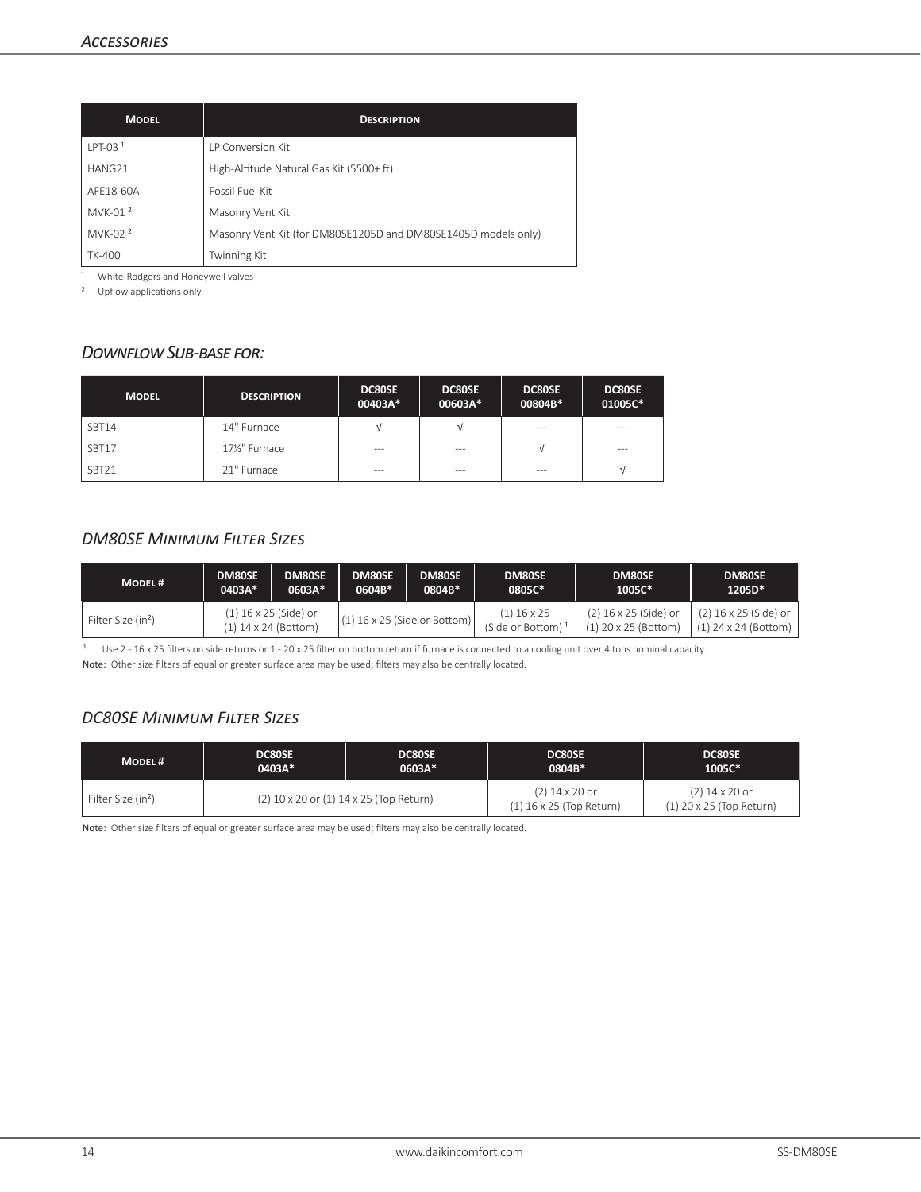## Accessories

| Model | Description |
|---|---|
| LPT-03 [1] | LP Conversion Kit |
| HANG21 | High-Altitude Natural Gas Kit (5500+ ft) |
| AFE18-60A | Fossil Fuel Kit |
| MVK-01 [2] | Masonry Vent Kit |
| MVK-02 [2] | Masonry Vent Kit (for DM80SE1205D and DM80SE1405D models only) |
| TK-400 | Twinning Kit |

[1] White-Rodgers and Honeywell valves

[2] Upflow applications only

### *Downflow Sub-base for:*

| Model | Description | DC80SE 00403A* | DC80SE 00603A* | DC80SE 00804B* | DC80SE 01005C* |
|---|---|---|---|---|---|
| SBT14 | 14" Furnace | √ | √ | --- | --- |
| SBT17 | 17½" Furnace | --- | --- | √ | --- |
| SBT21 | 21" Furnace | --- | --- | --- | √ |

### *DM80SE Minimum Filter Sizes*

| Model # | DM80SE 0403A* | DM80SE 0603A* | DM80SE 0604B* | DM80SE 0804B* | DM80SE 0805C* | DM80SE 1005C* | DM80SE 1205D* |
|---|---|---|---|---|---|---|---|
| Filter Size ($in^2$) | (1) 16 x 25 (Side) or (1) 14 x 24 (Bottom) | | (1) 16 x 25 (Side or Bottom) | | (1) 16 x 25 (Side or Bottom) [1] | (2) 16 x 25 (Side) or (1) 20 x 25 (Bottom) | (2) 16 x 25 (Side) or (1) 24 x 24 (Bottom) |

[1] Use 2 - 16 x 25 filters on side returns or 1 - 20 x 25 filter on bottom return if furnace is connected to a cooling unit over 4 tons nominal capacity.

**Note:** Other size filters of equal or greater surface area may be used; filters may also be centrally located.

### *DC80SE Minimum Filter Sizes*

| Model # | DC80SE 0403A* | DC80SE 0603A* | DC80SE 0804B* | DC80SE 1005C* |
|---|---|---|---|---|
| Filter Size ($in^2$) | (2) 10 x 20 or (1) 14 x 25 (Top Return) | | (2) 14 x 20 or (1) 16 x 25 (Top Return) | (2) 14 x 20 or (1) 20 x 25 (Top Return) |

**Note:** Other size filters of equal or greater surface area may be used; filters may also be centrally located.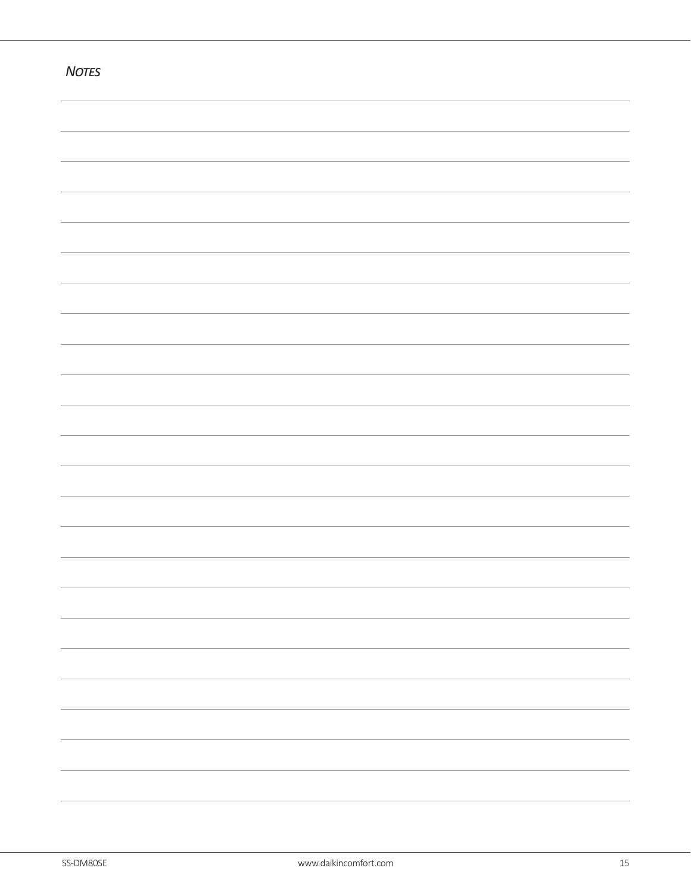## *Notes*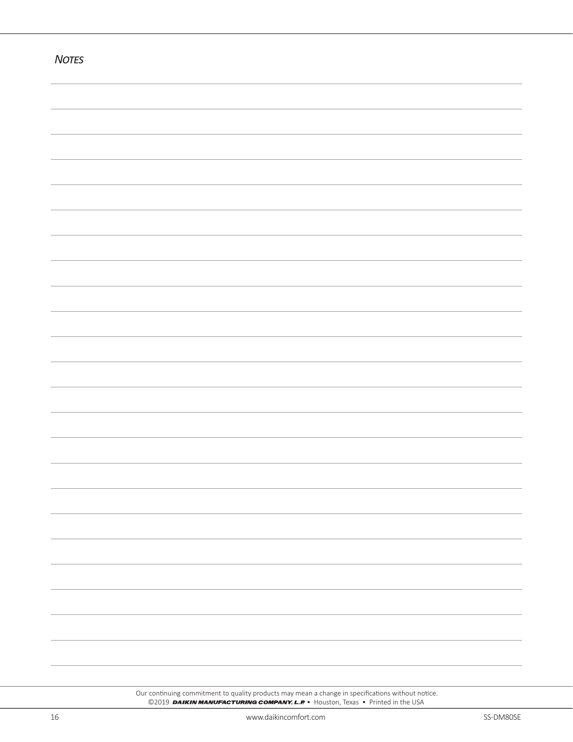## NOTES

Our continuing commitment to quality products may mean a change in specifications without notice.
©2019 **DAIKIN MANUFACTURING COMPANY, L.P.** • Houston, Texas • Printed in the USA

www.daikincomfort.com